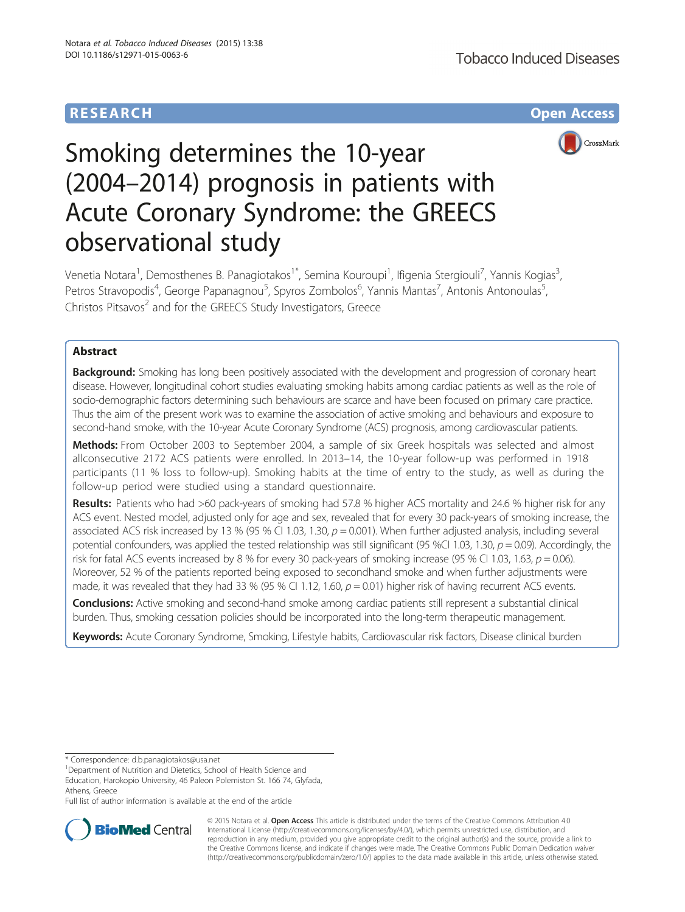RESEARCH

Open Access

# Smoking determines the 10-year (2004–2014) prognosis in patients with Acute Coronary Syndrome: the GREECS observational study

Venetia Notara[1], Demosthenes B. Panagiotakos[1*], Semina Kouroupi[1], Ifigenia Stergiouli[7], Yannis Kogias[3], Petros Stravopodis[4], George Papanagnou[5], Spyros Zombolos[6], Yannis Mantas[7], Antonis Antonoulas[5], Christos Pitsavos[2] and for the GREECS Study Investigators, Greece

## Abstract

**Background:** Smoking has long been positively associated with the development and progression of coronary heart disease. However, longitudinal cohort studies evaluating smoking habits among cardiac patients as well as the role of socio-demographic factors determining such behaviours are scarce and have been focused on primary care practice. Thus the aim of the present work was to examine the association of active smoking and behaviours and exposure to second-hand smoke, with the 10-year Acute Coronary Syndrome (ACS) prognosis, among cardiovascular patients.

**Methods:** From October 2003 to September 2004, a sample of six Greek hospitals was selected and almost allconsecutive 2172 ACS patients were enrolled. In 2013–14, the 10-year follow-up was performed in 1918 participants (11 % loss to follow-up). Smoking habits at the time of entry to the study, as well as during the follow-up period were studied using a standard questionnaire.

**Results:** Patients who had >60 pack-years of smoking had 57.8 % higher ACS mortality and 24.6 % higher risk for any ACS event. Nested model, adjusted only for age and sex, revealed that for every 30 pack-years of smoking increase, the associated ACS risk increased by 13 % (95 % CI 1.03, 1.30, $p = 0.001$). When further adjusted analysis, including several potential confounders, was applied the tested relationship was still significant (95 %CI 1.03, 1.30, $p = 0.09$). Accordingly, the risk for fatal ACS events increased by 8 % for every 30 pack-years of smoking increase (95 % CI 1.03, 1.63, $p = 0.06$). Moreover, 52 % of the patients reported being exposed to secondhand smoke and when further adjustments were made, it was revealed that they had 33 % (95 % CI 1.12, 1.60, $p = 0.01$) higher risk of having recurrent ACS events.

**Conclusions:** Active smoking and second-hand smoke among cardiac patients still represent a substantial clinical burden. Thus, smoking cessation policies should be incorporated into the long-term therapeutic management.

**Keywords:** Acute Coronary Syndrome, Smoking, Lifestyle habits, Cardiovascular risk factors, Disease clinical burden

* Correspondence: d.b.panagiotakos@usa.net
[1]Department of Nutrition and Dietetics, School of Health Science and Education, Harokopio University, 46 Paleon Polemiston St. 166 74, Glyfada, Athens, Greece
Full list of author information is available at the end of the article

© 2015 Notara et al. **Open Access** This article is distributed under the terms of the Creative Commons Attribution 4.0 International License (http://creativecommons.org/licenses/by/4.0/), which permits unrestricted use, distribution, and reproduction in any medium, provided you give appropriate credit to the original author(s) and the source, provide a link to the Creative Commons license, and indicate if changes were made. The Creative Commons Public Domain Dedication waiver (http://creativecommons.org/publicdomain/zero/1.0/) applies to the data made available in this article, unless otherwise stated.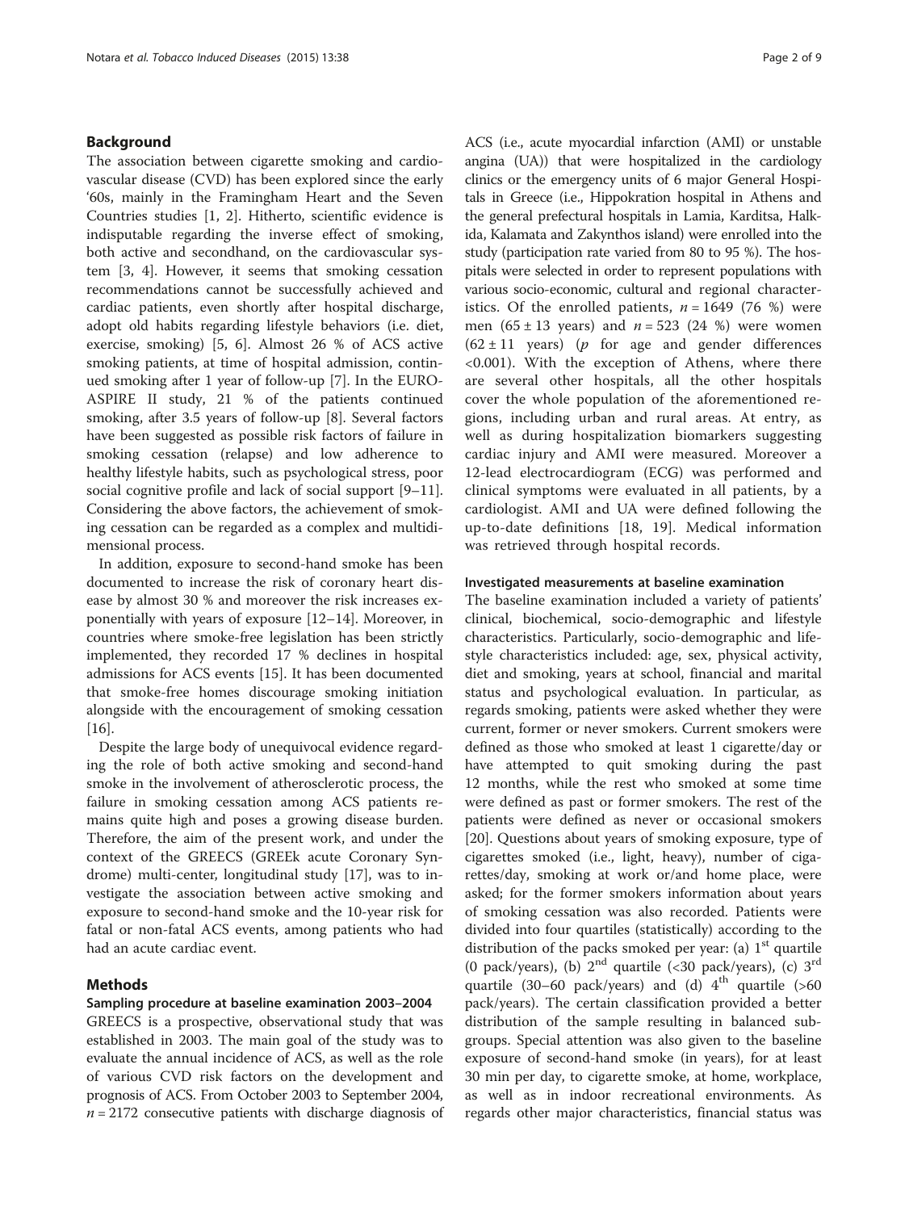## Background

The association between cigarette smoking and cardiovascular disease (CVD) has been explored since the early '60s, mainly in the Framingham Heart and the Seven Countries studies [1, 2]. Hitherto, scientific evidence is indisputable regarding the inverse effect of smoking, both active and secondhand, on the cardiovascular system [3, 4]. However, it seems that smoking cessation recommendations cannot be successfully achieved and cardiac patients, even shortly after hospital discharge, adopt old habits regarding lifestyle behaviors (i.e. diet, exercise, smoking) [5, 6]. Almost 26 % of ACS active smoking patients, at time of hospital admission, continued smoking after 1 year of follow-up [7]. In the EURO-ASPIRE II study, 21 % of the patients continued smoking, after 3.5 years of follow-up [8]. Several factors have been suggested as possible risk factors of failure in smoking cessation (relapse) and low adherence to healthy lifestyle habits, such as psychological stress, poor social cognitive profile and lack of social support [9–11]. Considering the above factors, the achievement of smoking cessation can be regarded as a complex and multidimensional process.

In addition, exposure to second-hand smoke has been documented to increase the risk of coronary heart disease by almost 30 % and moreover the risk increases exponentially with years of exposure [12–14]. Moreover, in countries where smoke-free legislation has been strictly implemented, they recorded 17 % declines in hospital admissions for ACS events [15]. It has been documented that smoke-free homes discourage smoking initiation alongside with the encouragement of smoking cessation [16].

Despite the large body of unequivocal evidence regarding the role of both active smoking and second-hand smoke in the involvement of atherosclerotic process, the failure in smoking cessation among ACS patients remains quite high and poses a growing disease burden. Therefore, the aim of the present work, and under the context of the GREECS (GREEk acute Coronary Syndrome) multi-center, longitudinal study [17], was to investigate the association between active smoking and exposure to second-hand smoke and the 10-year risk for fatal or non-fatal ACS events, among patients who had had an acute cardiac event.

## Methods

### Sampling procedure at baseline examination 2003–2004

GREECS is a prospective, observational study that was established in 2003. The main goal of the study was to evaluate the annual incidence of ACS, as well as the role of various CVD risk factors on the development and prognosis of ACS. From October 2003 to September 2004, $n = 2172$ consecutive patients with discharge diagnosis of ACS (i.e., acute myocardial infarction (AMI) or unstable angina (UA)) that were hospitalized in the cardiology clinics or the emergency units of 6 major General Hospitals in Greece (i.e., Hippokration hospital in Athens and the general prefectural hospitals in Lamia, Karditsa, Halkida, Kalamata and Zakynthos island) were enrolled into the study (participation rate varied from 80 to 95 %). The hospitals were selected in order to represent populations with various socio-economic, cultural and regional characteristics. Of the enrolled patients, $n = 1649$ (76 %) were men ($65 \pm 13$ years) and $n = 523$ (24 %) were women ($62 \pm 11$ years) ($p$ for age and gender differences <0.001). With the exception of Athens, where there are several other hospitals, all the other hospitals cover the whole population of the aforementioned regions, including urban and rural areas. At entry, as well as during hospitalization biomarkers suggesting cardiac injury and AMI were measured. Moreover a 12-lead electrocardiogram (ECG) was performed and clinical symptoms were evaluated in all patients, by a cardiologist. AMI and UA were defined following the up-to-date definitions [18, 19]. Medical information was retrieved through hospital records.

### Investigated measurements at baseline examination

The baseline examination included a variety of patients' clinical, biochemical, socio-demographic and lifestyle characteristics. Particularly, socio-demographic and lifestyle characteristics included: age, sex, physical activity, diet and smoking, years at school, financial and marital status and psychological evaluation. In particular, as regards smoking, patients were asked whether they were current, former or never smokers. Current smokers were defined as those who smoked at least 1 cigarette/day or have attempted to quit smoking during the past 12 months, while the rest who smoked at some time were defined as past or former smokers. The rest of the patients were defined as never or occasional smokers [20]. Questions about years of smoking exposure, type of cigarettes smoked (i.e., light, heavy), number of cigarettes/day, smoking at work or/and home place, were asked; for the former smokers information about years of smoking cessation was also recorded. Patients were divided into four quartiles (statistically) according to the distribution of the packs smoked per year: (a) 1st quartile (0 pack/years), (b) 2nd quartile (<30 pack/years), (c) 3rd quartile (30–60 pack/years) and (d) 4th quartile (>60 pack/years). The certain classification provided a better distribution of the sample resulting in balanced subgroups. Special attention was also given to the baseline exposure of second-hand smoke (in years), for at least 30 min per day, to cigarette smoke, at home, workplace, as well as in indoor recreational environments. As regards other major characteristics, financial status was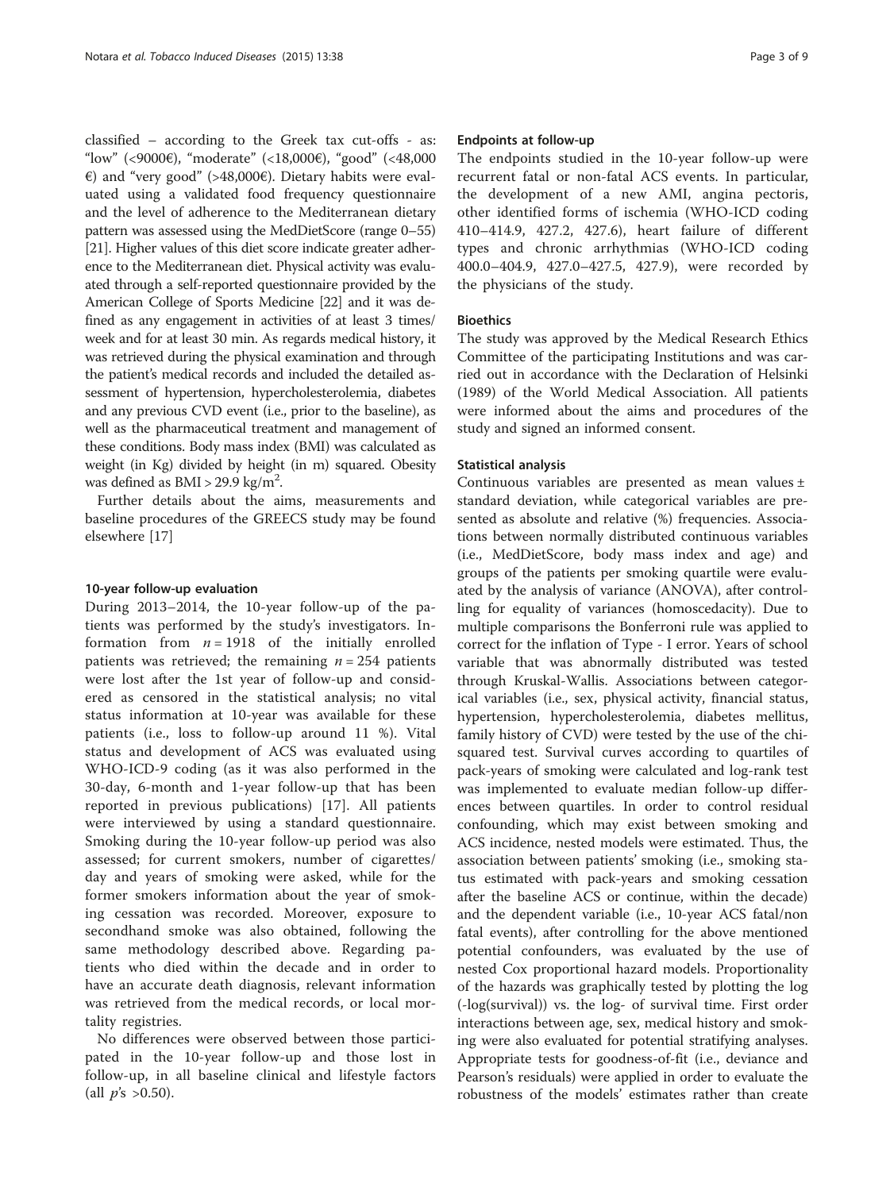classified – according to the Greek tax cut-offs - as: "low" (<9000€), "moderate" (<18,000€), "good" (<48,000 €) and "very good" (>48,000€). Dietary habits were evaluated using a validated food frequency questionnaire and the level of adherence to the Mediterranean dietary pattern was assessed using the MedDietScore (range 0–55) [21]. Higher values of this diet score indicate greater adherence to the Mediterranean diet. Physical activity was evaluated through a self-reported questionnaire provided by the American College of Sports Medicine [22] and it was defined as any engagement in activities of at least 3 times/week and for at least 30 min. As regards medical history, it was retrieved during the physical examination and through the patient's medical records and included the detailed assessment of hypertension, hypercholesterolemia, diabetes and any previous CVD event (i.e., prior to the baseline), as well as the pharmaceutical treatment and management of these conditions. Body mass index (BMI) was calculated as weight (in Kg) divided by height (in m) squared. Obesity was defined as BMI > 29.9 kg/m$^2$.

Further details about the aims, measurements and baseline procedures of the GREECS study may be found elsewhere [17]

#### 10-year follow-up evaluation

During 2013–2014, the 10-year follow-up of the patients was performed by the study's investigators. Information from $n = 1918$ of the initially enrolled patients was retrieved; the remaining $n = 254$ patients were lost after the 1st year of follow-up and considered as censored in the statistical analysis; no vital status information at 10-year was available for these patients (i.e., loss to follow-up around 11 %). Vital status and development of ACS was evaluated using WHO-ICD-9 coding (as it was also performed in the 30-day, 6-month and 1-year follow-up that has been reported in previous publications) [17]. All patients were interviewed by using a standard questionnaire. Smoking during the 10-year follow-up period was also assessed; for current smokers, number of cigarettes/day and years of smoking were asked, while for the former smokers information about the year of smoking cessation was recorded. Moreover, exposure to secondhand smoke was also obtained, following the same methodology described above. Regarding patients who died within the decade and in order to have an accurate death diagnosis, relevant information was retrieved from the medical records, or local mortality registries.

No differences were observed between those participated in the 10-year follow-up and those lost in follow-up, in all baseline clinical and lifestyle factors (all $p$'s >0.50).

#### Endpoints at follow-up

The endpoints studied in the 10-year follow-up were recurrent fatal or non-fatal ACS events. In particular, the development of a new AMI, angina pectoris, other identified forms of ischemia (WHO-ICD coding 410–414.9, 427.2, 427.6), heart failure of different types and chronic arrhythmias (WHO-ICD coding 400.0–404.9, 427.0–427.5, 427.9), were recorded by the physicians of the study.

#### Bioethics

The study was approved by the Medical Research Ethics Committee of the participating Institutions and was carried out in accordance with the Declaration of Helsinki (1989) of the World Medical Association. All patients were informed about the aims and procedures of the study and signed an informed consent.

#### Statistical analysis

Continuous variables are presented as mean values ± standard deviation, while categorical variables are presented as absolute and relative (%) frequencies. Associations between normally distributed continuous variables (i.e., MedDietScore, body mass index and age) and groups of the patients per smoking quartile were evaluated by the analysis of variance (ANOVA), after controlling for equality of variances (homoscedacity). Due to multiple comparisons the Bonferroni rule was applied to correct for the inflation of Type - I error. Years of school variable that was abnormally distributed was tested through Kruskal-Wallis. Associations between categorical variables (i.e., sex, physical activity, financial status, hypertension, hypercholesterolemia, diabetes mellitus, family history of CVD) were tested by the use of the chi-squared test. Survival curves according to quartiles of pack-years of smoking were calculated and log-rank test was implemented to evaluate median follow-up differences between quartiles. In order to control residual confounding, which may exist between smoking and ACS incidence, nested models were estimated. Thus, the association between patients' smoking (i.e., smoking status estimated with pack-years and smoking cessation after the baseline ACS or continue, within the decade) and the dependent variable (i.e., 10-year ACS fatal/non fatal events), after controlling for the above mentioned potential confounders, was evaluated by the use of nested Cox proportional hazard models. Proportionality of the hazards was graphically tested by plotting the log (-log(survival)) vs. the log- of survival time. First order interactions between age, sex, medical history and smoking were also evaluated for potential stratifying analyses. Appropriate tests for goodness-of-fit (i.e., deviance and Pearson's residuals) were applied in order to evaluate the robustness of the models' estimates rather than create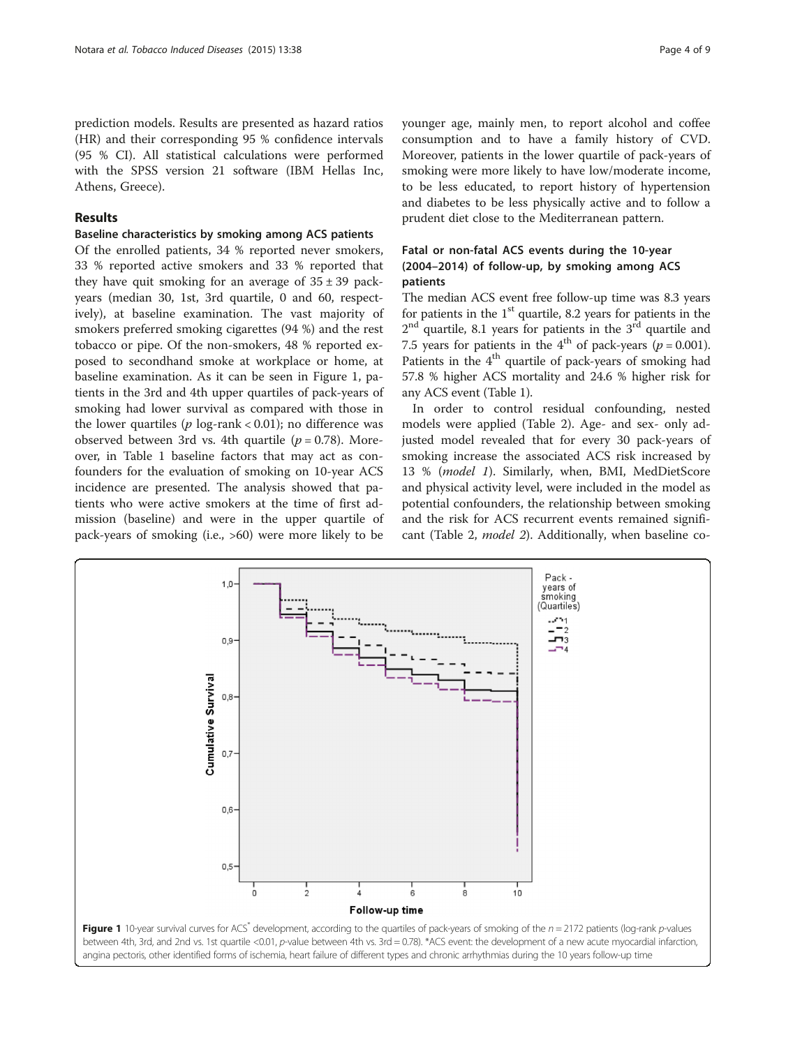prediction models. Results are presented as hazard ratios (HR) and their corresponding 95 % confidence intervals (95 % CI). All statistical calculations were performed with the SPSS version 21 software (IBM Hellas Inc, Athens, Greece).

## Results

### Baseline characteristics by smoking among ACS patients

Of the enrolled patients, 34 % reported never smokers, 33 % reported active smokers and 33 % reported that they have quit smoking for an average of 35 ± 39 pack-years (median 30, 1st, 3rd quartile, 0 and 60, respectively), at baseline examination. The vast majority of smokers preferred smoking cigarettes (94 %) and the rest tobacco or pipe. Of the non-smokers, 48 % reported exposed to secondhand smoke at workplace or home, at baseline examination. As it can be seen in Figure 1, patients in the 3rd and 4th upper quartiles of pack-years of smoking had lower survival as compared with those in the lower quartiles ($p$ log-rank < 0.01); no difference was observed between 3rd vs. 4th quartile ($p = 0.78$). Moreover, in Table 1 baseline factors that may act as confounders for the evaluation of smoking on 10-year ACS incidence are presented. The analysis showed that patients who were active smokers at the time of first admission (baseline) and were in the upper quartile of pack-years of smoking (i.e., >60) were more likely to be younger age, mainly men, to report alcohol and coffee consumption and to have a family history of CVD. Moreover, patients in the lower quartile of pack-years of smoking were more likely to have low/moderate income, to be less educated, to report history of hypertension and diabetes to be less physically active and to follow a prudent diet close to the Mediterranean pattern.

### Fatal or non-fatal ACS events during the 10-year (2004–2014) of follow-up, by smoking among ACS patients

The median ACS event free follow-up time was 8.3 years for patients in the 1st quartile, 8.2 years for patients in the 2nd quartile, 8.1 years for patients in the 3rd quartile and 7.5 years for patients in the 4th of pack-years ($p = 0.001$). Patients in the 4th quartile of pack-years of smoking had 57.8 % higher ACS mortality and 24.6 % higher risk for any ACS event (Table 1).

In order to control residual confounding, nested models were applied (Table 2). Age- and sex- only adjusted model revealed that for every 30 pack-years of smoking increase the associated ACS risk increased by 13 % (*model 1*). Similarly, when, BMI, MedDietScore and physical activity level, were included in the model as potential confounders, the relationship between smoking and the risk for ACS recurrent events remained significant (Table 2, *model 2*). Additionally, when baseline co-

**Figure 1** 10-year survival curves for ACS* development, according to the quartiles of pack-years of smoking of the $n = 2172$ patients (log-rank $p$-values between 4th, 3rd, and 2nd vs. 1st quartile <0.01, $p$-value between 4th vs. 3rd = 0.78). *ACS event: the development of a new acute myocardial infarction, angina pectoris, other identified forms of ischemia, heart failure of different types and chronic arrhythmias during the 10 years follow-up time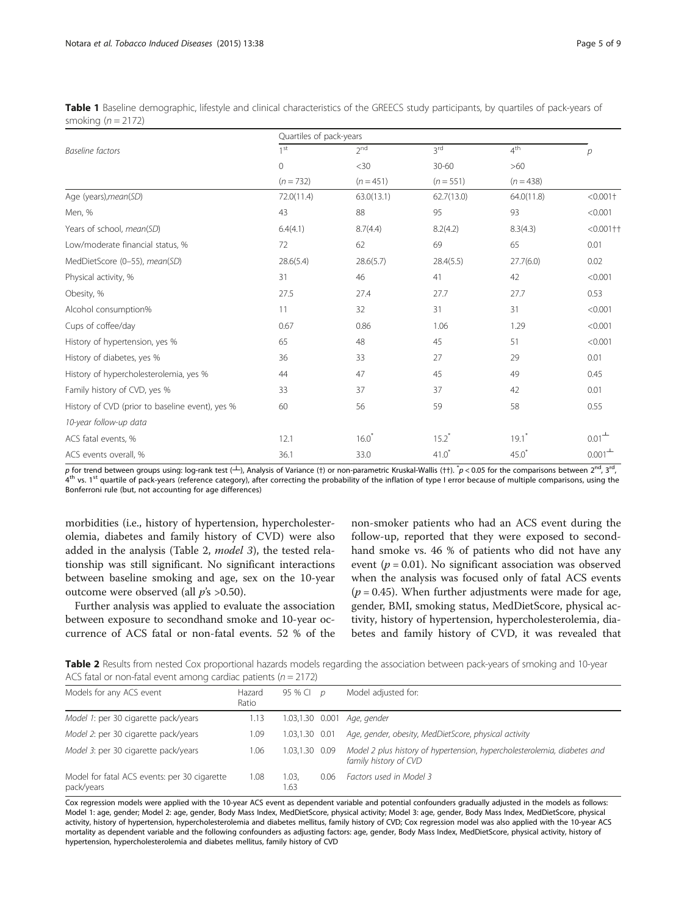**Table 1** Baseline demographic, lifestyle and clinical characteristics of the GREECS study participants, by quartiles of pack-years of smoking ($n = 2172$)

| Baseline factors | Quartiles of pack-years | | | | $p$ |
|---|---|---|---|---|---|
| | 1st | 2nd | 3rd | 4th | |
| | 0 | <30 | 30-60 | >60 | |
| | ($n = 732$) | ($n = 451$) | ($n = 551$) | ($n = 438$) | |
| Age (years),*mean(SD)* | 72.0(11.4) | 63.0(13.1) | 62.7(13.0) | 64.0(11.8) | <0.001† |
| Men, % | 43 | 88 | 95 | 93 | <0.001 |
| Years of school, *mean(SD)* | 6.4(4.1) | 8.7(4.4) | 8.2(4.2) | 8.3(4.3) | <0.001†† |
| Low/moderate financial status, % | 72 | 62 | 69 | 65 | 0.01 |
| MedDietScore (0–55), *mean(SD)* | 28.6(5.4) | 28.6(5.7) | 28.4(5.5) | 27.7(6.0) | 0.02 |
| Physical activity, % | 31 | 46 | 41 | 42 | <0.001 |
| Obesity, % | 27.5 | 27.4 | 27.7 | 27.7 | 0.53 |
| Alcohol consumption% | 11 | 32 | 31 | 31 | <0.001 |
| Cups of coffee/day | 0.67 | 0.86 | 1.06 | 1.29 | <0.001 |
| History of hypertension, yes % | 65 | 48 | 45 | 51 | <0.001 |
| History of diabetes, yes % | 36 | 33 | 27 | 29 | 0.01 |
| History of hypercholesterolemia, yes % | 44 | 47 | 45 | 49 | 0.45 |
| Family history of CVD, yes % | 33 | 37 | 37 | 42 | 0.01 |
| History of CVD (prior to baseline event), yes % | 60 | 56 | 59 | 58 | 0.55 |
| *10-year follow-up data* | | | | | |
| ACS fatal events, % | 12.1 | 16.0* | 15.2* | 19.1* | 0.01⊥ |
| ACS events overall, % | 36.1 | 33.0 | 41.0* | 45.0* | 0.001⊥ |

*p* for trend between groups using: log-rank test (⊥), Analysis of Variance (†) or non-parametric Kruskal-Wallis (††). *$p < 0.05$ for the comparisons between 2nd, 3rd, 4th vs. 1st quartile of pack-years (reference category), after correcting the probability of the inflation of type I error because of multiple comparisons, using the Bonferroni rule (but, not accounting for age differences)

morbidities (i.e., history of hypertension, hypercholesterolemia, diabetes and family history of CVD) were also added in the analysis (Table 2, *model 3*), the tested relationship was still significant. No significant interactions between baseline smoking and age, sex on the 10-year outcome were observed (all $p$'s >0.50).

Further analysis was applied to evaluate the association between exposure to secondhand smoke and 10-year occurrence of ACS fatal or non-fatal events. 52 % of the non-smoker patients who had an ACS event during the follow-up, reported that they were exposed to secondhand smoke vs. 46 % of patients who did not have any event ($p = 0.01$). No significant association was observed when the analysis was focused only of fatal ACS events ($p = 0.45$). When further adjustments were made for age, gender, BMI, smoking status, MedDietScore, physical activity, history of hypertension, hypercholesterolemia, diabetes and family history of CVD, it was revealed that

**Table 2** Results from nested Cox proportional hazards models regarding the association between pack-years of smoking and 10-year ACS fatal or non-fatal event among cardiac patients ($n = 2172$)

| Models for any ACS event | Hazard Ratio | 95 % CI | $p$ | Model adjusted for: |
|---|---|---|---|---|
| *Model 1*: per 30 cigarette pack/years | 1.13 | 1.03,1.30 | 0.001 | *Age, gender* |
| *Model 2*: per 30 cigarette pack/years | 1.09 | 1.03,1.30 | 0.01 | *Age, gender, obesity, MedDietScore, physical activity* |
| *Model 3*: per 30 cigarette pack/years | 1.06 | 1.03,1.30 | 0.09 | *Model 2 plus history of hypertension, hypercholesterolemia, diabetes and family history of CVD* |
| Model for fatal ACS events: per 30 cigarette pack/years | 1.08 | 1.03, 1.63 | 0.06 | *Factors used in Model 3* |

Cox regression models were applied with the 10-year ACS event as dependent variable and potential confounders gradually adjusted in the models as follows: Model 1: age, gender; Model 2: age, gender, Body Mass Index, MedDietScore, physical activity; Model 3: age, gender, Body Mass Index, MedDietScore, physical activity, history of hypertension, hypercholesterolemia and diabetes mellitus, family history of CVD; Cox regression model was also applied with the 10-year ACS mortality as dependent variable and the following confounders as adjusting factors: age, gender, Body Mass Index, MedDietScore, physical activity, history of hypertension, hypercholesterolemia and diabetes mellitus, family history of CVD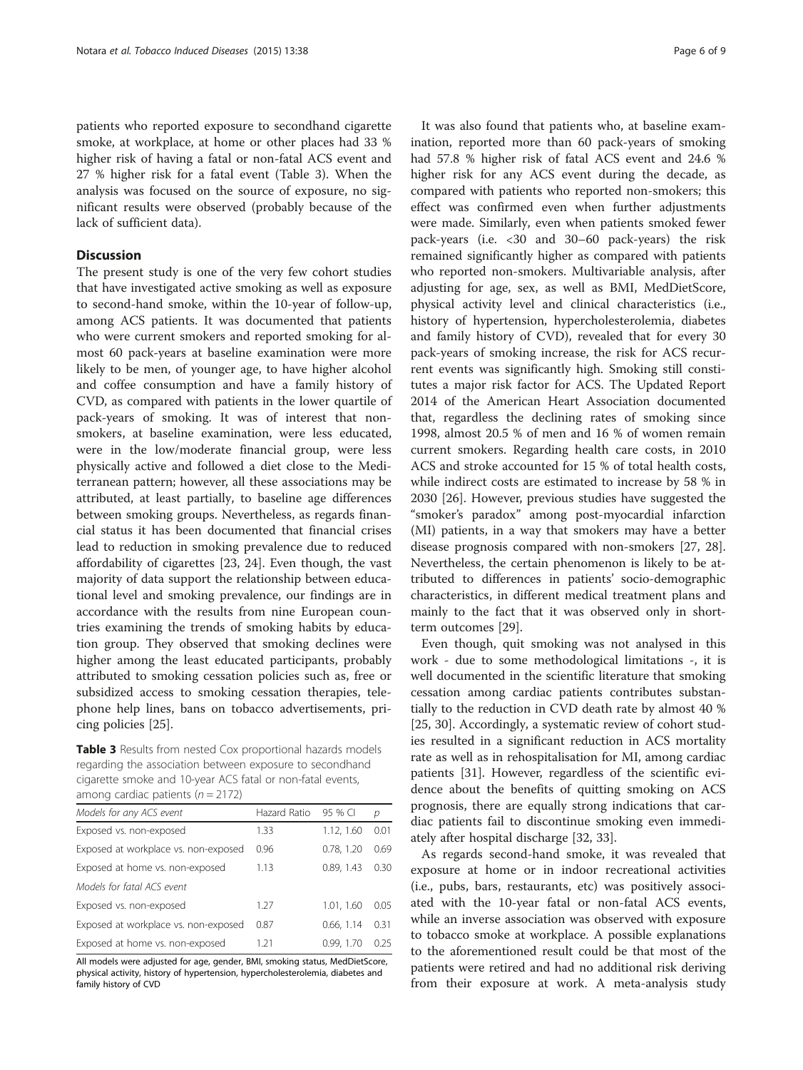patients who reported exposure to secondhand cigarette smoke, at workplace, at home or other places had 33 % higher risk of having a fatal or non-fatal ACS event and 27 % higher risk for a fatal event (Table 3). When the analysis was focused on the source of exposure, no significant results were observed (probably because of the lack of sufficient data).

## Discussion

The present study is one of the very few cohort studies that have investigated active smoking as well as exposure to second-hand smoke, within the 10-year of follow-up, among ACS patients. It was documented that patients who were current smokers and reported smoking for almost 60 pack-years at baseline examination were more likely to be men, of younger age, to have higher alcohol and coffee consumption and have a family history of CVD, as compared with patients in the lower quartile of pack-years of smoking. It was of interest that nonsmokers, at baseline examination, were less educated, were in the low/moderate financial group, were less physically active and followed a diet close to the Mediterranean pattern; however, all these associations may be attributed, at least partially, to baseline age differences between smoking groups. Nevertheless, as regards financial status it has been documented that financial crises lead to reduction in smoking prevalence due to reduced affordability of cigarettes [23, 24]. Even though, the vast majority of data support the relationship between educational level and smoking prevalence, our findings are in accordance with the results from nine European countries examining the trends of smoking habits by education group. They observed that smoking declines were higher among the least educated participants, probably attributed to smoking cessation policies such as, free or subsidized access to smoking cessation therapies, telephone help lines, bans on tobacco advertisements, pricing policies [25].

**Table 3** Results from nested Cox proportional hazards models regarding the association between exposure to secondhand cigarette smoke and 10-year ACS fatal or non-fatal events, among cardiac patients ($n = 2172$)

| Models for any ACS event | Hazard Ratio | 95 % CI | p |
|---|---|---|---|
| Exposed vs. non-exposed | 1.33 | 1.12, 1.60 | 0.01 |
| Exposed at workplace vs. non-exposed | 0.96 | 0.78, 1.20 | 0.69 |
| Exposed at home vs. non-exposed | 1.13 | 0.89, 1.43 | 0.30 |
| *Models for fatal ACS event* | | | |
| Exposed vs. non-exposed | 1.27 | 1.01, 1.60 | 0.05 |
| Exposed at workplace vs. non-exposed | 0.87 | 0.66, 1.14 | 0.31 |
| Exposed at home vs. non-exposed | 1.21 | 0.99, 1.70 | 0.25 |

All models were adjusted for age, gender, BMI, smoking status, MedDietScore, physical activity, history of hypertension, hypercholesterolemia, diabetes and family history of CVD

It was also found that patients who, at baseline examination, reported more than 60 pack-years of smoking had 57.8 % higher risk of fatal ACS event and 24.6 % higher risk for any ACS event during the decade, as compared with patients who reported non-smokers; this effect was confirmed even when further adjustments were made. Similarly, even when patients smoked fewer pack-years (i.e. <30 and 30–60 pack-years) the risk remained significantly higher as compared with patients who reported non-smokers. Multivariable analysis, after adjusting for age, sex, as well as BMI, MedDietScore, physical activity level and clinical characteristics (i.e., history of hypertension, hypercholesterolemia, diabetes and family history of CVD), revealed that for every 30 pack-years of smoking increase, the risk for ACS recurrent events was significantly high. Smoking still constitutes a major risk factor for ACS. The Updated Report 2014 of the American Heart Association documented that, regardless the declining rates of smoking since 1998, almost 20.5 % of men and 16 % of women remain current smokers. Regarding health care costs, in 2010 ACS and stroke accounted for 15 % of total health costs, while indirect costs are estimated to increase by 58 % in 2030 [26]. However, previous studies have suggested the "smoker's paradox" among post-myocardial infarction (MI) patients, in a way that smokers may have a better disease prognosis compared with non-smokers [27, 28]. Nevertheless, the certain phenomenon is likely to be attributed to differences in patients' socio-demographic characteristics, in different medical treatment plans and mainly to the fact that it was observed only in short-term outcomes [29].

Even though, quit smoking was not analysed in this work - due to some methodological limitations -, it is well documented in the scientific literature that smoking cessation among cardiac patients contributes substantially to the reduction in CVD death rate by almost 40 % [25, 30]. Accordingly, a systematic review of cohort studies resulted in a significant reduction in ACS mortality rate as well as in rehospitalisation for MI, among cardiac patients [31]. However, regardless of the scientific evidence about the benefits of quitting smoking on ACS prognosis, there are equally strong indications that cardiac patients fail to discontinue smoking even immediately after hospital discharge [32, 33].

As regards second-hand smoke, it was revealed that exposure at home or in indoor recreational activities (i.e., pubs, bars, restaurants, etc) was positively associated with the 10-year fatal or non-fatal ACS events, while an inverse association was observed with exposure to tobacco smoke at workplace. A possible explanations to the aforementioned result could be that most of the patients were retired and had no additional risk deriving from their exposure at work. A meta-analysis study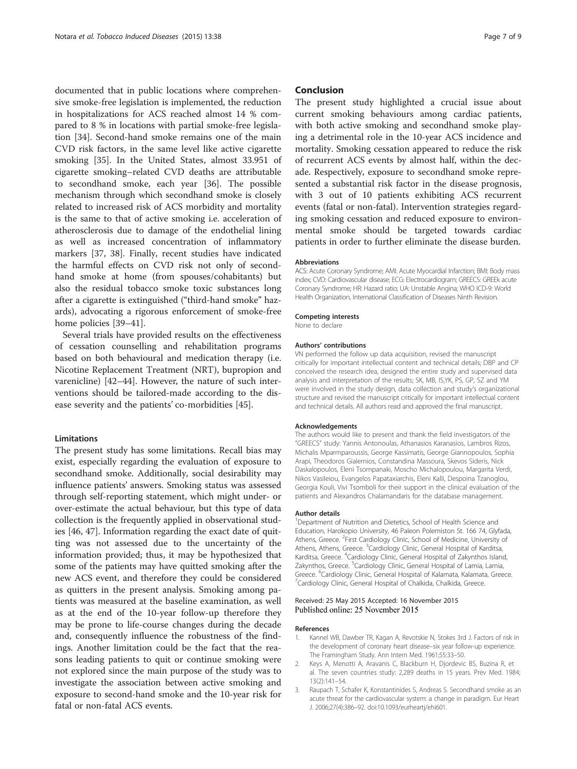documented that in public locations where comprehensive smoke-free legislation is implemented, the reduction in hospitalizations for ACS reached almost 14 % compared to 8 % in locations with partial smoke-free legislation [34]. Second-hand smoke remains one of the main CVD risk factors, in the same level like active cigarette smoking [35]. In the United States, almost 33.951 of cigarette smoking–related CVD deaths are attributable to secondhand smoke, each year [36]. The possible mechanism through which secondhand smoke is closely related to increased risk of ACS morbidity and mortality is the same to that of active smoking i.e. acceleration of atherosclerosis due to damage of the endothelial lining as well as increased concentration of inflammatory markers [37, 38]. Finally, recent studies have indicated the harmful effects on CVD risk not only of secondhand smoke at home (from spouses/cohabitants) but also the residual tobacco smoke toxic substances long after a cigarette is extinguished ("third-hand smoke" hazards), advocating a rigorous enforcement of smoke-free home policies [39–41].

Several trials have provided results on the effectiveness of cessation counselling and rehabilitation programs based on both behavioural and medication therapy (i.e. Nicotine Replacement Treatment (NRT), bupropion and varenicline) [42–44]. However, the nature of such interventions should be tailored-made according to the disease severity and the patients' co-morbidities [45].

### Limitations

The present study has some limitations. Recall bias may exist, especially regarding the evaluation of exposure to secondhand smoke. Additionally, social desirability may influence patients' answers. Smoking status was assessed through self-reporting statement, which might under- or over-estimate the actual behaviour, but this type of data collection is the frequently applied in observational studies [46, 47]. Information regarding the exact date of quitting was not assessed due to the uncertainty of the information provided; thus, it may be hypothesized that some of the patients may have quitted smoking after the new ACS event, and therefore they could be considered as quitters in the present analysis. Smoking among patients was measured at the baseline examination, as well as at the end of the 10-year follow-up therefore they may be prone to life-course changes during the decade and, consequently influence the robustness of the findings. Another limitation could be the fact that the reasons leading patients to quit or continue smoking were not explored since the main purpose of the study was to investigate the association between active smoking and exposure to second-hand smoke and the 10-year risk for fatal or non-fatal ACS events.

## Conclusion

The present study highlighted a crucial issue about current smoking behaviours among cardiac patients, with both active smoking and secondhand smoke playing a detrimental role in the 10-year ACS incidence and mortality. Smoking cessation appeared to reduce the risk of recurrent ACS events by almost half, within the decade. Respectively, exposure to secondhand smoke represented a substantial risk factor in the disease prognosis, with 3 out of 10 patients exhibiting ACS recurrent events (fatal or non-fatal). Intervention strategies regarding smoking cessation and reduced exposure to environmental smoke should be targeted towards cardiac patients in order to further eliminate the disease burden.

#### Abbreviations

ACS: Acute Coronary Syndrome; AMI: Acute Myocardial Infarction; BMI: Body mass index; CVD: Cardiovascular disease; ECG: Electrocardiogram; GREECS: GREEk acute Coronary Syndrome; HR: Hazard ratio; UA: Unstable Angina; WHO ICD-9: World Health Organization, International Classification of Diseases Ninth Revision.

#### Competing interests

None to declare

#### Authors' contributions

VN performed the follow up data acquisition, revised the manuscript critically for important intellectual content and technical details; DBP and CP conceived the research idea, designed the entire study and supervised data analysis and interpretation of the results; SK, MB, IS,YK, PS, GP, SZ and YM were involved in the study design, data collection and study's organizational structure and revised the manuscript critically for important intellectual content and technical details. All authors read and approved the final manuscript.

#### Acknowledgements

The authors would like to present and thank the field investigators of the "GREECS" study: Yannis Antonoulas, Athanasios Karanasios, Lambros Rizos, Michalis Mparmparoussis, George Kassimatis, George Giannopoulos, Sophia Arapi, Theodoros Gialernios, Constandina Massoura, Skevos Sideris, Nick Daskalopoulos, Eleni Tsompanaki, Moscho Michalopoulou, Margarita Verdi, Nikos Vasileiou, Evangelos Papataxiarchis, Eleni Kalli, Despoina Tzanoglou, Georgia Kouli, Vivi Tsomboli for their support in the clinical evaluation of the patients and Alexandros Chalamandaris for the database management.

#### Author details

[1]Department of Nutrition and Dietetics, School of Health Science and Education, Harokopio University, 46 Paleon Polemiston St. 166 74, Glyfada, Athens, Greece. [2]First Cardiology Clinic, School of Medicine, University of Athens, Athens, Greece. [3]Cardiology Clinic, General Hospital of Karditsa, Karditsa, Greece. [4]Cardiology Clinic, General Hospital of Zakynthos Island, Zakynthos, Greece. [5]Cardiology Clinic, General Hospital of Lamia, Lamia, Greece. [6]Cardiology Clinic, General Hospital of Kalamata, Kalamata, Greece. [7]Cardiology Clinic, General Hospital of Chalkida, Chalkida, Greece.

Received: 25 May 2015 Accepted: 16 November 2015
Published online: 25 November 2015

#### References

1. Kannel WB, Dawber TR, Kagan A, Revotskie N, Stokes 3rd J. Factors of risk in the development of coronary heart disease–six year follow-up experience. The Framingham Study. Ann Intern Med. 1961;55:33–50.
2. Keys A, Menotti A, Aravanis C, Blackburn H, Djordevic BS, Buzina R, et al. The seven countries study: 2,289 deaths in 15 years. Prev Med. 1984; 13(2):141–54.
3. Raupach T, Schafer K, Konstantinides S, Andreas S. Secondhand smoke as an acute threat for the cardiovascular system: a change in paradigm. Eur Heart J. 2006;27(4):386–92. doi:10.1093/eurheartj/ehi601.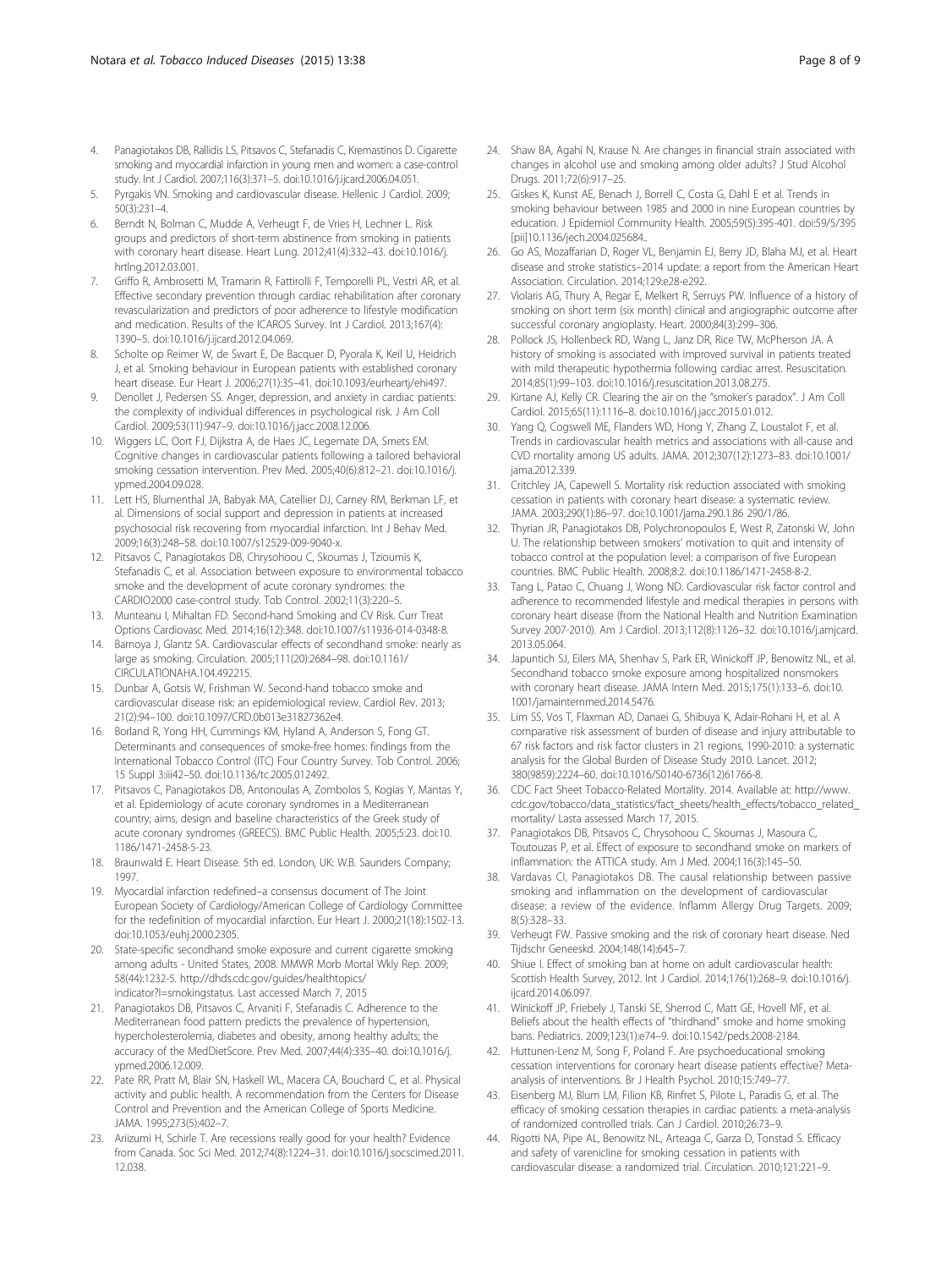4. Panagiotakos DB, Rallidis LS, Pitsavos C, Stefanadis C, Kremastinos D. Cigarette smoking and myocardial infarction in young men and women: a case-control study. Int J Cardiol. 2007;116(3):371–5. doi:10.1016/j.ijcard.2006.04.051.
5. Pyrgakis VN. Smoking and cardiovascular disease. Hellenic J Cardiol. 2009; 50(3):231–4.
6. Berndt N, Bolman C, Mudde A, Verheugt F, de Vries H, Lechner L. Risk groups and predictors of short-term abstinence from smoking in patients with coronary heart disease. Heart Lung. 2012;41(4):332–43. doi:10.1016/j.hrtlng.2012.03.001.
7. Griffo R, Ambrosetti M, Tramarin R, Fattirolli F, Temporelli PL, Vestri AR, et al. Effective secondary prevention through cardiac rehabilitation after coronary revascularization and predictors of poor adherence to lifestyle modification and medication. Results of the ICAROS Survey. Int J Cardiol. 2013;167(4): 1390–5. doi:10.1016/j.ijcard.2012.04.069.
8. Scholte op Reimer W, de Swart E, De Bacquer D, Pyorala K, Keil U, Heidrich J, et al. Smoking behaviour in European patients with established coronary heart disease. Eur Heart J. 2006;27(1):35–41. doi:10.1093/eurheartj/ehi497.
9. Denollet J, Pedersen SS. Anger, depression, and anxiety in cardiac patients: the complexity of individual differences in psychological risk. J Am Coll Cardiol. 2009;53(11):947–9. doi:10.1016/j.jacc.2008.12.006.
10. Wiggers LC, Oort FJ, Dijkstra A, de Haes JC, Legemate DA, Smets EM. Cognitive changes in cardiovascular patients following a tailored behavioral smoking cessation intervention. Prev Med. 2005;40(6):812–21. doi:10.1016/j.ypmed.2004.09.028.
11. Lett HS, Blumenthal JA, Babyak MA, Catellier DJ, Carney RM, Berkman LF, et al. Dimensions of social support and depression in patients at increased psychosocial risk recovering from myocardial infarction. Int J Behav Med. 2009;16(3):248–58. doi:10.1007/s12529-009-9040-x.
12. Pitsavos C, Panagiotakos DB, Chrysohoou C, Skoumas J, Tzioumis K, Stefanadis C, et al. Association between exposure to environmental tobacco smoke and the development of acute coronary syndromes: the CARDIO2000 case-control study. Tob Control. 2002;11(3):220–5.
13. Munteanu I, Mihaltan FD. Second-hand Smoking and CV Risk. Curr Treat Options Cardiovasc Med. 2014;16(12):348. doi:10.1007/s11936-014-0348-8.
14. Barnoya J, Glantz SA. Cardiovascular effects of secondhand smoke: nearly as large as smoking. Circulation. 2005;111(20):2684–98. doi:10.1161/CIRCULATIONAHA.104.492215.
15. Dunbar A, Gotsis W, Frishman W. Second-hand tobacco smoke and cardiovascular disease risk: an epidemiological review. Cardiol Rev. 2013; 21(2):94–100. doi:10.1097/CRD.0b013e31827362e4.
16. Borland R, Yong HH, Cummings KM, Hyland A, Anderson S, Fong GT. Determinants and consequences of smoke-free homes: findings from the International Tobacco Control (ITC) Four Country Survey. Tob Control. 2006; 15 Suppl 3:iii42–50. doi:10.1136/tc.2005.012492.
17. Pitsavos C, Panagiotakos DB, Antonoulas A, Zombolos S, Kogias Y, Mantas Y, et al. Epidemiology of acute coronary syndromes in a Mediterranean country; aims, design and baseline characteristics of the Greek study of acute coronary syndromes (GREECS). BMC Public Health. 2005;5:23. doi:10.1186/1471-2458-5-23.
18. Braunwald E. Heart Disease. 5th ed. London, UK: W.B. Saunders Company; 1997.
19. Myocardial infarction redefined–a consensus document of The Joint European Society of Cardiology/American College of Cardiology Committee for the redefinition of myocardial infarction. Eur Heart J. 2000;21(18):1502-13. doi:10.1053/euhj.2000.2305.
20. State-specific secondhand smoke exposure and current cigarette smoking among adults - United States, 2008. MMWR Morb Mortal Wkly Rep. 2009; 58(44):1232-5. http://dhds.cdc.gov/guides/healthtopics/indicator?l=smokingstatus. Last accessed March 7, 2015
21. Panagiotakos DB, Pitsavos C, Arvaniti F, Stefanadis C. Adherence to the Mediterranean food pattern predicts the prevalence of hypertension, hypercholesterolemia, diabetes and obesity, among healthy adults; the accuracy of the MedDietScore. Prev Med. 2007;44(4):335–40. doi:10.1016/j.ypmed.2006.12.009.
22. Pate RR, Pratt M, Blair SN, Haskell WL, Macera CA, Bouchard C, et al. Physical activity and public health. A recommendation from the Centers for Disease Control and Prevention and the American College of Sports Medicine. JAMA. 1995;273(5):402–7.
23. Ariizumi H, Schirle T. Are recessions really good for your health? Evidence from Canada. Soc Sci Med. 2012;74(8):1224–31. doi:10.1016/j.socscimed.2011.12.038.
24. Shaw BA, Agahi N, Krause N. Are changes in financial strain associated with changes in alcohol use and smoking among older adults? J Stud Alcohol Drugs. 2011;72(6):917–25.
25. Giskes K, Kunst AE, Benach J, Borrell C, Costa G, Dahl E et al. Trends in smoking behaviour between 1985 and 2000 in nine European countries by education. J Epidemiol Community Health. 2005;59(5):395-401. doi:59/5/395 [pii]10.1136/jech.2004.025684..
26. Go AS, Mozaffarian D, Roger VL, Benjamin EJ, Berry JD, Blaha MJ, et al. Heart disease and stroke statistics–2014 update: a report from the American Heart Association. Circulation. 2014;129:e28-e292.
27. Violaris AG, Thury A, Regar E, Melkert R, Serruys PW. Influence of a history of smoking on short term (six month) clinical and angiographic outcome after successful coronary angioplasty. Heart. 2000;84(3):299–306.
28. Pollock JS, Hollenbeck RD, Wang L, Janz DR, Rice TW, McPherson JA. A history of smoking is associated with improved survival in patients treated with mild therapeutic hypothermia following cardiac arrest. Resuscitation. 2014;85(1):99–103. doi:10.1016/j.resuscitation.2013.08.275.
29. Kirtane AJ, Kelly CR. Clearing the air on the "smoker's paradox". J Am Coll Cardiol. 2015;65(11):1116–8. doi:10.1016/j.jacc.2015.01.012.
30. Yang Q, Cogswell ME, Flanders WD, Hong Y, Zhang Z, Loustalot F, et al. Trends in cardiovascular health metrics and associations with all-cause and CVD mortality among US adults. JAMA. 2012;307(12):1273–83. doi:10.1001/jama.2012.339.
31. Critchley JA, Capewell S. Mortality risk reduction associated with smoking cessation in patients with coronary heart disease: a systematic review. JAMA. 2003;290(1):86–97. doi:10.1001/jama.290.1.86 290/1/86.
32. Thyrian JR, Panagiotakos DB, Polychronopoulos E, West R, Zatonski W, John U. The relationship between smokers' motivation to quit and intensity of tobacco control at the population level: a comparison of five European countries. BMC Public Health. 2008;8:2. doi:10.1186/1471-2458-8-2.
33. Tang L, Patao C, Chuang J, Wong ND. Cardiovascular risk factor control and adherence to recommended lifestyle and medical therapies in persons with coronary heart disease (from the National Health and Nutrition Examination Survey 2007-2010). Am J Cardiol. 2013;112(8):1126–32. doi:10.1016/j.amjcard.2013.05.064.
34. Japuntich SJ, Eilers MA, Shenhav S, Park ER, Winickoff JP, Benowitz NL, et al. Secondhand tobacco smoke exposure among hospitalized nonsmokers with coronary heart disease. JAMA Intern Med. 2015;175(1):133–6. doi:10.1001/jamainternmed.2014.5476.
35. Lim SS, Vos T, Flaxman AD, Danaei G, Shibuya K, Adair-Rohani H, et al. A comparative risk assessment of burden of disease and injury attributable to 67 risk factors and risk factor clusters in 21 regions, 1990-2010: a systematic analysis for the Global Burden of Disease Study 2010. Lancet. 2012; 380(9859):2224–60. doi:10.1016/S0140-6736(12)61766-8.
36. CDC Fact Sheet Tobacco-Related Mortality. 2014. Available at: http://www.cdc.gov/tobacco/data_statistics/fact_sheets/health_effects/tobacco_related_mortality/ Lasta assessed March 17, 2015.
37. Panagiotakos DB, Pitsavos C, Chrysohoou C, Skoumas J, Masoura C, Toutouzas P, et al. Effect of exposure to secondhand smoke on markers of inflammation: the ATTICA study. Am J Med. 2004;116(3):145–50.
38. Vardavas CI, Panagiotakos DB. The causal relationship between passive smoking and inflammation on the development of cardiovascular disease: a review of the evidence. Inflamm Allergy Drug Targets. 2009; 8(5):328–33.
39. Verheugt FW. Passive smoking and the risk of coronary heart disease. Ned Tijdschr Geneeskd. 2004;148(14):645–7.
40. Shiue I. Effect of smoking ban at home on adult cardiovascular health: Scottish Health Survey, 2012. Int J Cardiol. 2014;176(1):268–9. doi:10.1016/j.ijcard.2014.06.097.
41. Winickoff JP, Friebely J, Tanski SE, Sherrod C, Matt GE, Hovell MF, et al. Beliefs about the health effects of "thirdhand" smoke and home smoking bans. Pediatrics. 2009;123(1):e74–9. doi:10.1542/peds.2008-2184.
42. Huttunen-Lenz M, Song F, Poland F. Are psychoeducational smoking cessation interventions for coronary heart disease patients effective? Meta-analysis of interventions. Br J Health Psychol. 2010;15:749–77.
43. Eisenberg MJ, Blum LM, Filion KB, Rinfret S, Pilote L, Paradis G, et al. The efficacy of smoking cessation therapies in cardiac patients: a meta-analysis of randomized controlled trials. Can J Cardiol. 2010;26:73–9.
44. Rigotti NA, Pipe AL, Benowitz NL, Arteaga C, Garza D, Tonstad S. Efficacy and safety of varenicline for smoking cessation in patients with cardiovascular disease: a randomized trial. Circulation. 2010;121:221–9.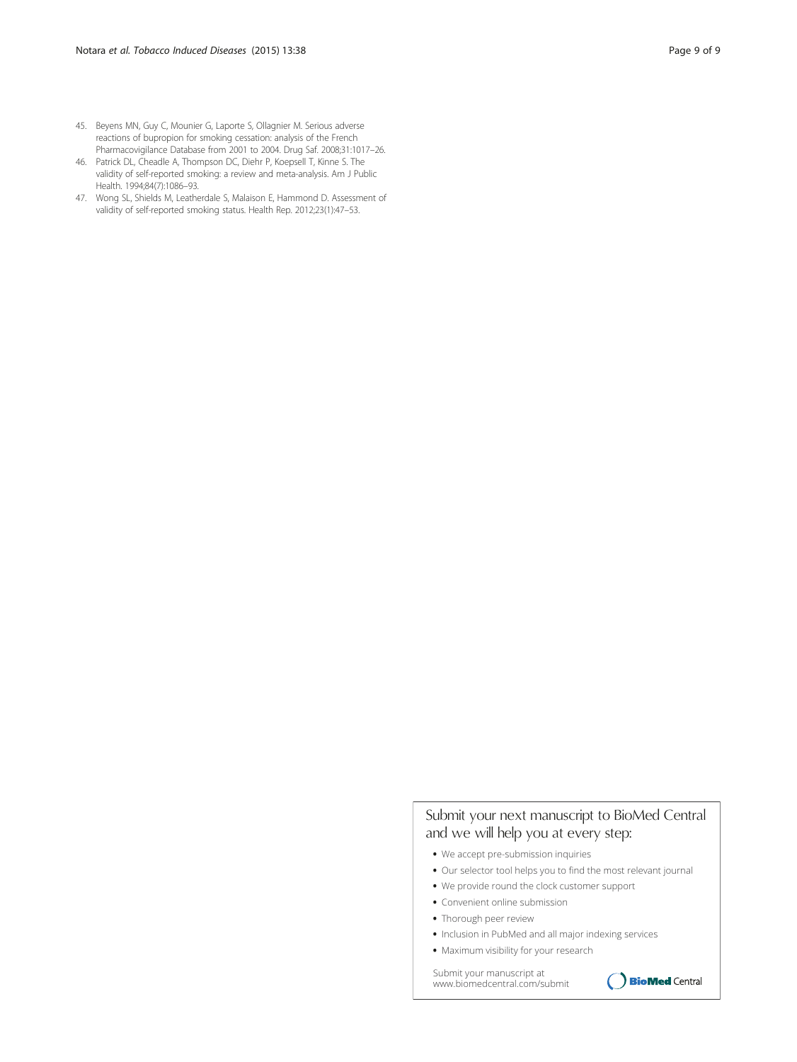45. Beyens MN, Guy C, Mounier G, Laporte S, Ollagnier M. Serious adverse reactions of bupropion for smoking cessation: analysis of the French Pharmacovigilance Database from 2001 to 2004. Drug Saf. 2008;31:1017–26.
46. Patrick DL, Cheadle A, Thompson DC, Diehr P, Koepsell T, Kinne S. The validity of self-reported smoking: a review and meta-analysis. Am J Public Health. 1994;84(7):1086–93.
47. Wong SL, Shields M, Leatherdale S, Malaison E, Hammond D. Assessment of validity of self-reported smoking status. Health Rep. 2012;23(1):47–53.

Submit your next manuscript to BioMed Central and we will help you at every step:

- We accept pre-submission inquiries
- Our selector tool helps you to find the most relevant journal
- We provide round the clock customer support
- Convenient online submission
- Thorough peer review
- Inclusion in PubMed and all major indexing services
- Maximum visibility for your research

Submit your manuscript at www.biomedcentral.com/submit

BioMed Central